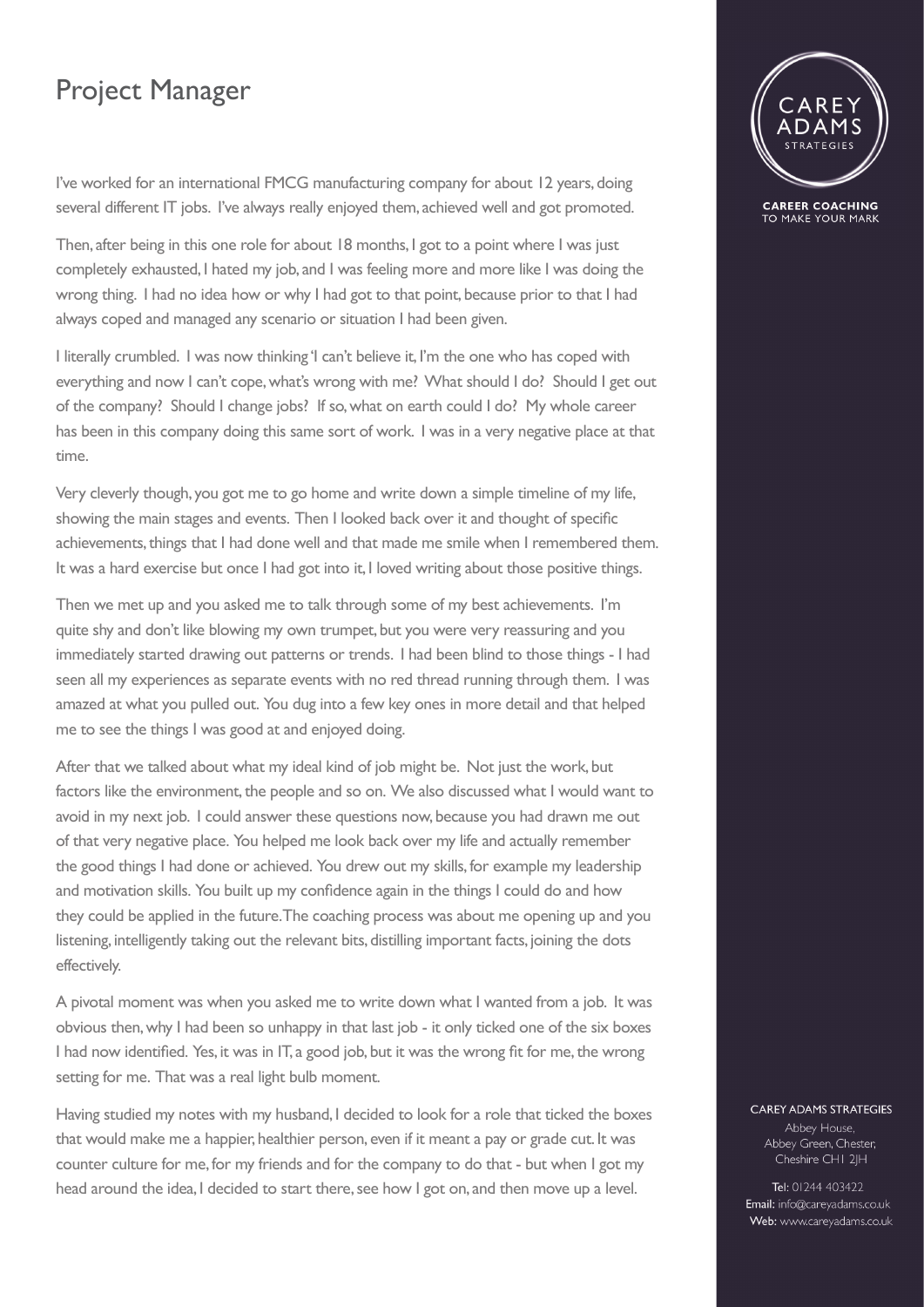# Project Manager

I've worked for an international FMCG manufacturing company for about 12 years, doing several different IT jobs. I've always really enjoyed them, achieved well and got promoted.

Then, after being in this one role for about 18 months, I got to a point where I was just completely exhausted, I hated my job, and I was feeling more and more like I was doing the wrong thing. I had no idea how or why I had got to that point, because prior to that I had always coped and managed any scenario or situation I had been given.

I literally crumbled. I was now thinking 'I can't believe it, I'm the one who has coped with everything and now I can't cope, what's wrong with me? What should I do? Should I get out of the company? Should I change jobs? If so, what on earth could I do? My whole career has been in this company doing this same sort of work. I was in a very negative place at that time.

Very cleverly though, you got me to go home and write down a simple timeline of my life, showing the main stages and events. Then I looked back over it and thought of specific achievements, things that I had done well and that made me smile when I remembered them. It was a hard exercise but once I had got into it, I loved writing about those positive things.

Then we met up and you asked me to talk through some of my best achievements. I'm quite shy and don't like blowing my own trumpet, but you were very reassuring and you immediately started drawing out patterns or trends. I had been blind to those things - I had seen all my experiences as separate events with no red thread running through them. I was amazed at what you pulled out. You dug into a few key ones in more detail and that helped me to see the things I was good at and enjoyed doing.

After that we talked about what my ideal kind of job might be. Not just the work, but factors like the environment, the people and so on. We also discussed what I would want to avoid in my next job. I could answer these questions now, because you had drawn me out of that very negative place. You helped me look back over my life and actually remember the good things I had done or achieved. You drew out my skills, for example my leadership and motivation skills. You built up my confidence again in the things I could do and how they could be applied in the future. The coaching process was about me opening up and you listening, intelligently taking out the relevant bits, distilling important facts, joining the dots effectively.

A pivotal moment was when you asked me to write down what I wanted from a job. It was obvious then, why I had been so unhappy in that last job - it only ticked one of the six boxes I had now identified. Yes, it was in IT, a good job, but it was the wrong fit for me, the wrong setting for me. That was a real light bulb moment.

Having studied my notes with my husband, I decided to look for a role that ticked the boxes that would make me a happier, healthier person, even if it meant a pay or grade cut. It was counter culture for me, for my friends and for the company to do that - but when I got my head around the idea, I decided to start there, see how I got on, and then move up a level.

CAREY ADAMS STRATEGIES

CAREER COACHING TO MAKE YOUR MARK

CAREY ADAMS STRATEGIES
Abbey House,
Abbey Green, Chester,
Cheshire CH1 2JH

**Tel:** 01244 403422
**Email:** info@careyadams.co.uk
**Web:** www.careyadams.co.uk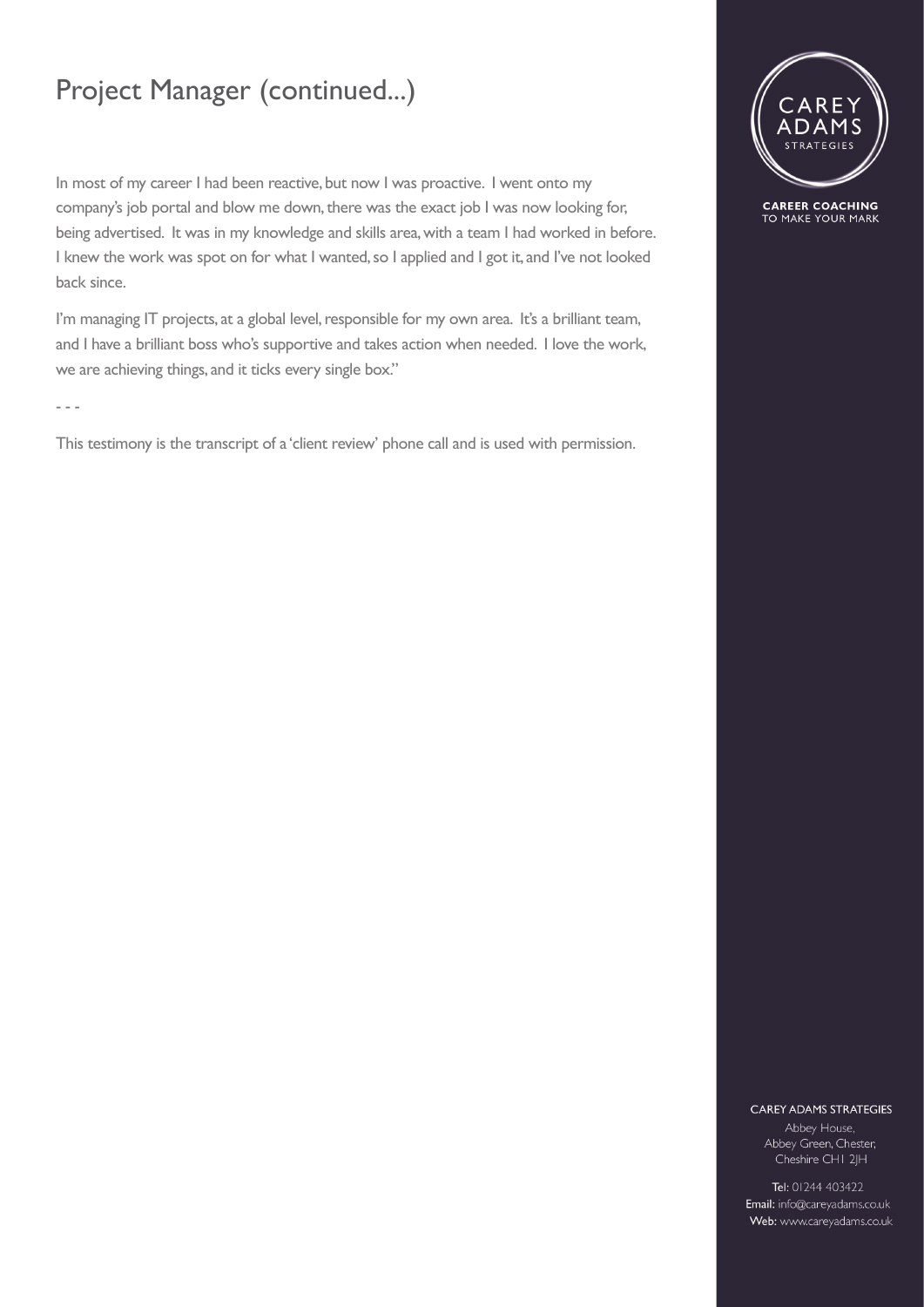# Project Manager (continued...)

In most of my career I had been reactive, but now I was proactive. I went onto my company's job portal and blow me down, there was the exact job I was now looking for, being advertised. It was in my knowledge and skills area, with a team I had worked in before. I knew the work was spot on for what I wanted, so I applied and I got it, and I've not looked back since.

I'm managing IT projects, at a global level, responsible for my own area. It's a brilliant team, and I have a brilliant boss who's supportive and takes action when needed. I love the work, we are achieving things, and it ticks every single box."

- - -

This testimony is the transcript of a 'client review' phone call and is used with permission.

CAREY ADAMS STRATEGIES

CAREER COACHING TO MAKE YOUR MARK

CAREY ADAMS STRATEGIES
Abbey House,
Abbey Green, Chester,
Cheshire CH1 2JH

**Tel:** 01244 403422
**Email:** info@careyadams.co.uk
**Web:** www.careyadams.co.uk